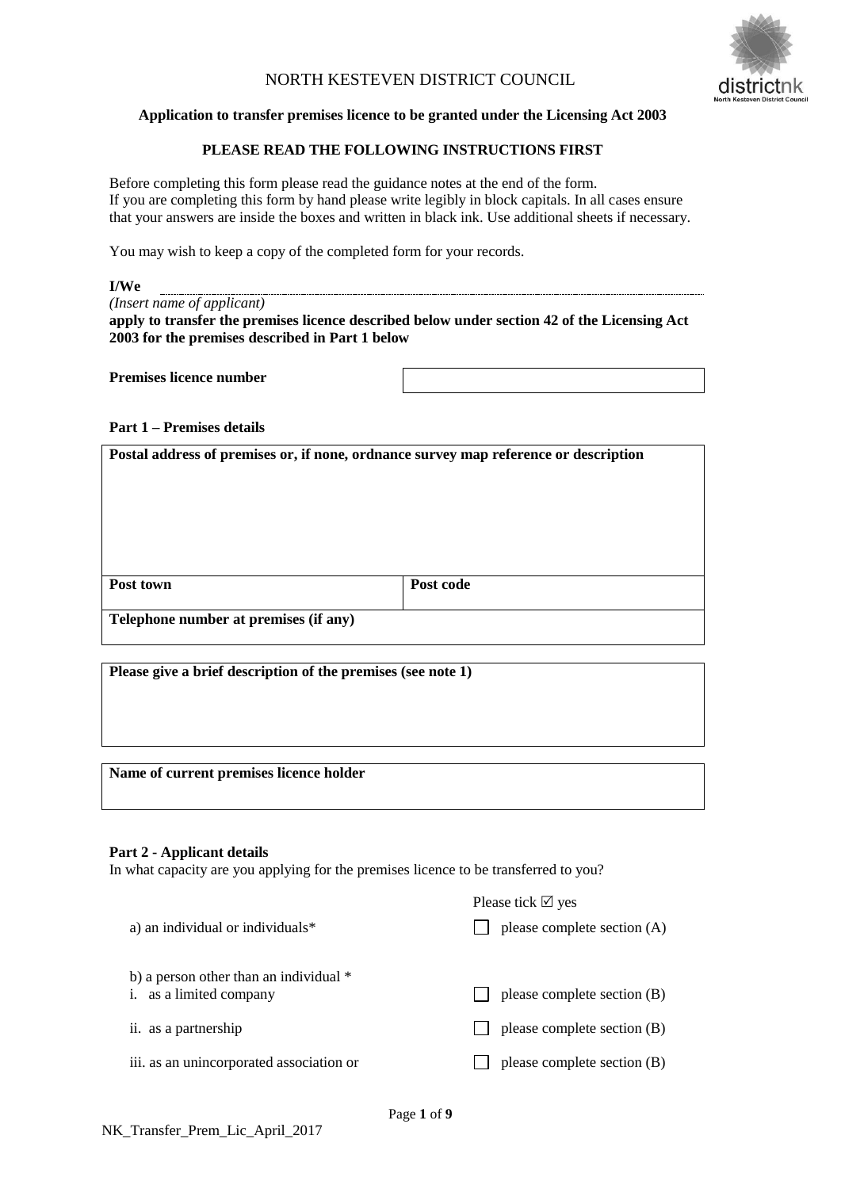NORTH KESTEVEN DISTRICT COUNCIL

**Application to transfer premises licence to be granted under the Licensing Act 2003**

**PLEASE READ THE FOLLOWING INSTRUCTIONS FIRST**

Before completing this form please read the guidance notes at the end of the form.
If you are completing this form by hand please write legibly in block capitals. In all cases ensure that your answers are inside the boxes and written in black ink. Use additional sheets if necessary.

You may wish to keep a copy of the completed form for your records.

**I/We** ______________________________

*(Insert name of applicant)*

**apply to transfer the premises licence described below under section 42 of the Licensing Act 2003 for the premises described in Part 1 below**

| **Premises licence number** | |
|---|---|

**Part 1 – Premises details**

| **Postal address of premises or, if none, ordnance survey map reference or description** | |
|---|---|
| | |
| **Post town** | **Post code** |
| **Telephone number at premises (if any)** | |

| **Please give a brief description of the premises (see note 1)** |
|---|
| |

| **Name of current premises licence holder** |
|---|
| |

**Part 2 - Applicant details**

In what capacity are you applying for the premises licence to be transferred to you?

| | Please tick ☑ yes |
|---|---|
| a) an individual or individuals* | ☐ please complete section (A) |
| b) a person other than an individual * | |
| i. as a limited company | ☐ please complete section (B) |
| ii. as a partnership | ☐ please complete section (B) |
| iii. as an unincorporated association or | ☐ please complete section (B) |

NK_Transfer_Prem_Lic_April_2017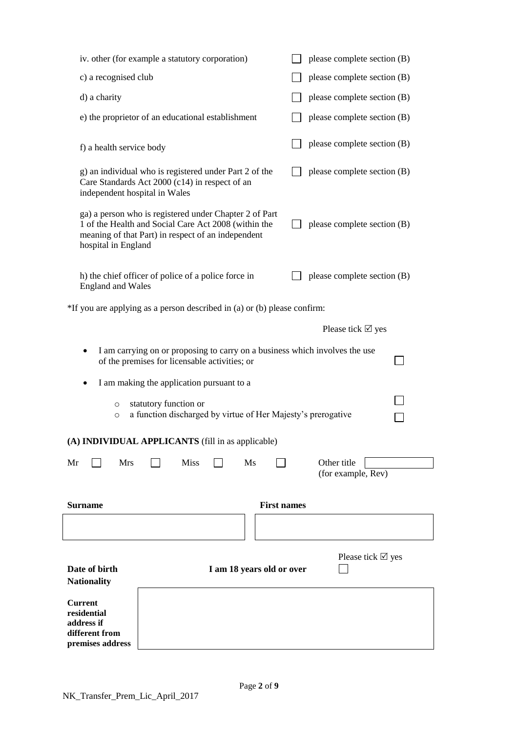| | | |
|---|---|---|
| iv. other (for example a statutory corporation) | ☐ | please complete section (B) |
| c) a recognised club | ☐ | please complete section (B) |
| d) a charity | ☐ | please complete section (B) |
| e) the proprietor of an educational establishment | ☐ | please complete section (B) |
| f) a health service body | ☐ | please complete section (B) |
| g) an individual who is registered under Part 2 of the Care Standards Act 2000 (c14) in respect of an independent hospital in Wales | ☐ | please complete section (B) |
| ga) a person who is registered under Chapter 2 of Part 1 of the Health and Social Care Act 2008 (within the meaning of that Part) in respect of an independent hospital in England | ☐ | please complete section (B) |
| h) the chief officer of police of a police force in England and Wales | ☐ | please complete section (B) |

*If you are applying as a person described in (a) or (b) please confirm:

Please tick ☑ yes

- I am carrying on or proposing to carry on a business which involves the use of the premises for licensable activities; or ☐
- I am making the application pursuant to a
  - statutory function or ☐
  - a function discharged by virtue of Her Majesty's prerogative ☐

**(A) INDIVIDUAL APPLICANTS** (fill in as applicable)

Mr ☐ Mrs ☐ Miss ☐ Ms ☐ Other title (for example, Rev) ______

| **Surname** | **First names** |
|---|---|
| | |

**Date of birth** **I am 18 years old or over** Please tick ☑ yes ☐

**Nationality**

| | |
|---|---|
| **Current residential address if different from premises address** | |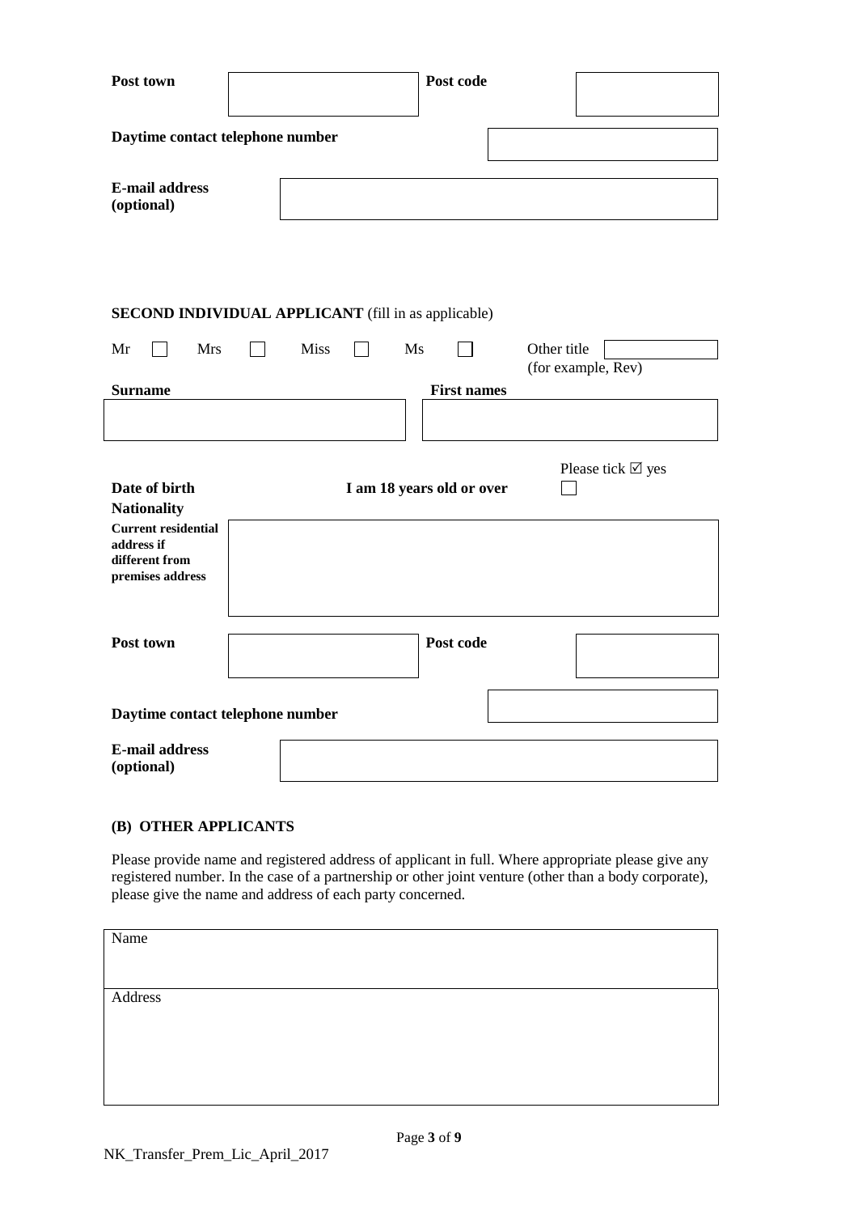**Post town** | | **Post code** |

**Daytime contact telephone number**

**E-mail address (optional)**

**SECOND INDIVIDUAL APPLICANT** (fill in as applicable)

Mr ☐ Mrs ☐ Miss ☐ Ms ☐ Other title (for example, Rev)

**Surname** **First names**

**Date of birth** **I am 18 years old or over** Please tick ☑ yes ☐

**Nationality**

**Current residential address if different from premises address**

**Post town** **Post code**

**Daytime contact telephone number**

**E-mail address (optional)**

**(B) OTHER APPLICANTS**

Please provide name and registered address of applicant in full. Where appropriate please give any registered number. In the case of a partnership or other joint venture (other than a body corporate), please give the name and address of each party concerned.

| Name |
|---|
| Address |

NK_Transfer_Prem_Lic_April_2017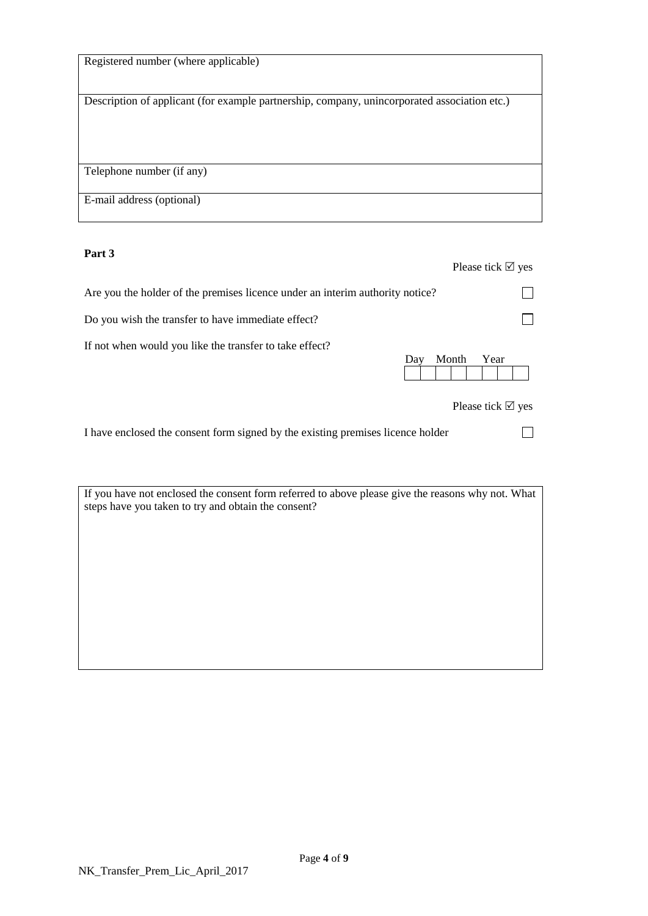| Registered number (where applicable) |
|---|
| Description of applicant (for example partnership, company, unincorporated association etc.) |
| Telephone number (if any) |
| E-mail address (optional) |

**Part 3**

| | Please tick ☑ yes |
|---|---|
| Are you the holder of the premises licence under an interim authority notice? | ☐ |
| Do you wish the transfer to have immediate effect? | ☐ |
| If not when would you like the transfer to take effect? | Day Month Year |

| | Please tick ☑ yes |
|---|---|
| I have enclosed the consent form signed by the existing premises licence holder | ☐ |

| If you have not enclosed the consent form referred to above please give the reasons why not. What steps have you taken to try and obtain the consent? |
|---|
| |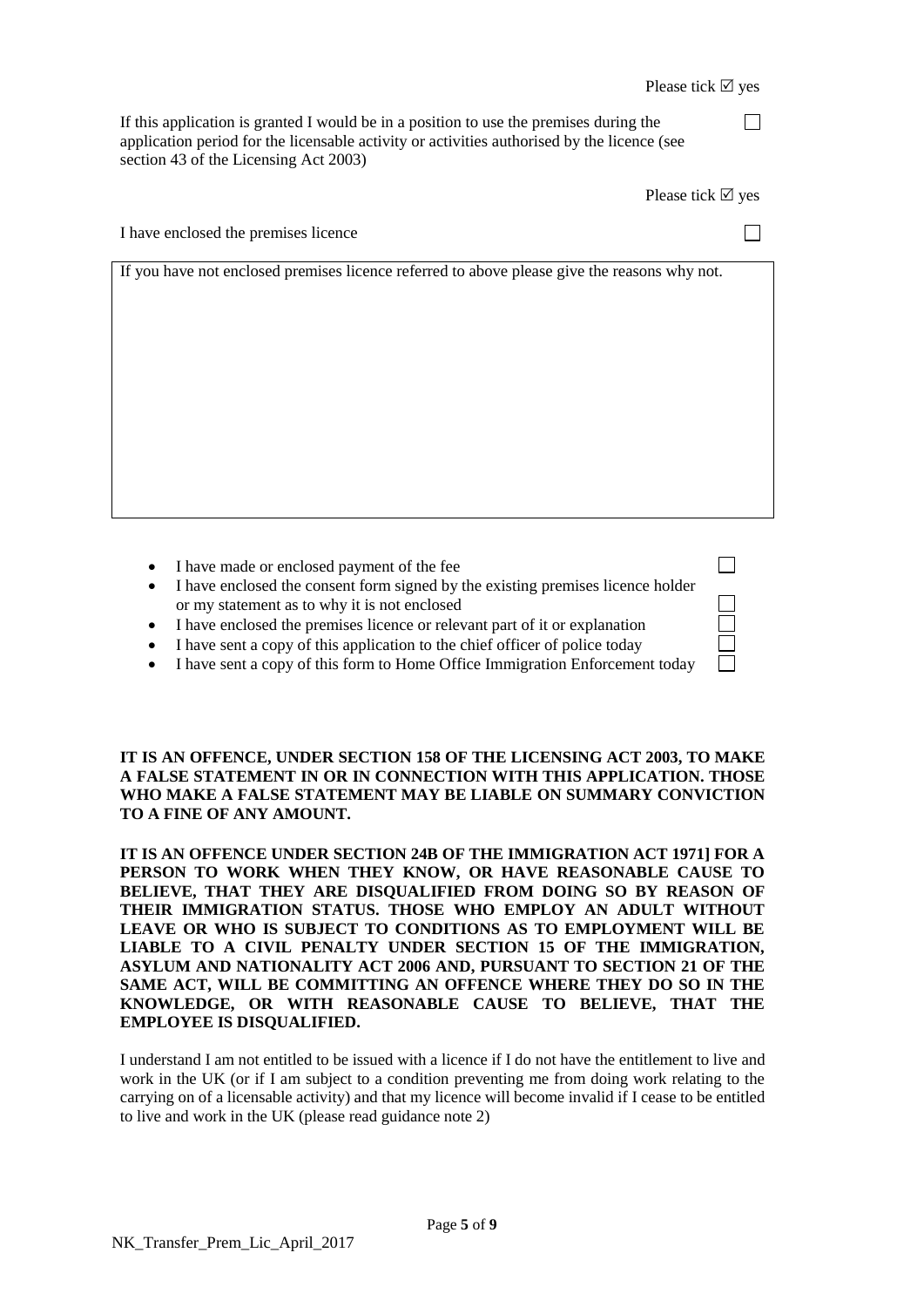Please tick ☑ yes

If this application is granted I would be in a position to use the premises during the application period for the licensable activity or activities authorised by the licence (see section 43 of the Licensing Act 2003) ☐

Please tick ☑ yes

I have enclosed the premises licence ☐

| If you have not enclosed premises licence referred to above please give the reasons why not. |
| --- |
| |

- I have made or enclosed payment of the fee ☐
- I have enclosed the consent form signed by the existing premises licence holder or my statement as to why it is not enclosed ☐
- I have enclosed the premises licence or relevant part of it or explanation ☐
- I have sent a copy of this application to the chief officer of police today ☐
- I have sent a copy of this form to Home Office Immigration Enforcement today ☐

**IT IS AN OFFENCE, UNDER SECTION 158 OF THE LICENSING ACT 2003, TO MAKE A FALSE STATEMENT IN OR IN CONNECTION WITH THIS APPLICATION. THOSE WHO MAKE A FALSE STATEMENT MAY BE LIABLE ON SUMMARY CONVICTION TO A FINE OF ANY AMOUNT.**

**IT IS AN OFFENCE UNDER SECTION 24B OF THE IMMIGRATION ACT 1971] FOR A PERSON TO WORK WHEN THEY KNOW, OR HAVE REASONABLE CAUSE TO BELIEVE, THAT THEY ARE DISQUALIFIED FROM DOING SO BY REASON OF THEIR IMMIGRATION STATUS. THOSE WHO EMPLOY AN ADULT WITHOUT LEAVE OR WHO IS SUBJECT TO CONDITIONS AS TO EMPLOYMENT WILL BE LIABLE TO A CIVIL PENALTY UNDER SECTION 15 OF THE IMMIGRATION, ASYLUM AND NATIONALITY ACT 2006 AND, PURSUANT TO SECTION 21 OF THE SAME ACT, WILL BE COMMITTING AN OFFENCE WHERE THEY DO SO IN THE KNOWLEDGE, OR WITH REASONABLE CAUSE TO BELIEVE, THAT THE EMPLOYEE IS DISQUALIFIED.**

I understand I am not entitled to be issued with a licence if I do not have the entitlement to live and work in the UK (or if I am subject to a condition preventing me from doing work relating to the carrying on of a licensable activity) and that my licence will become invalid if I cease to be entitled to live and work in the UK (please read guidance note 2)

NK_Transfer_Prem_Lic_April_2017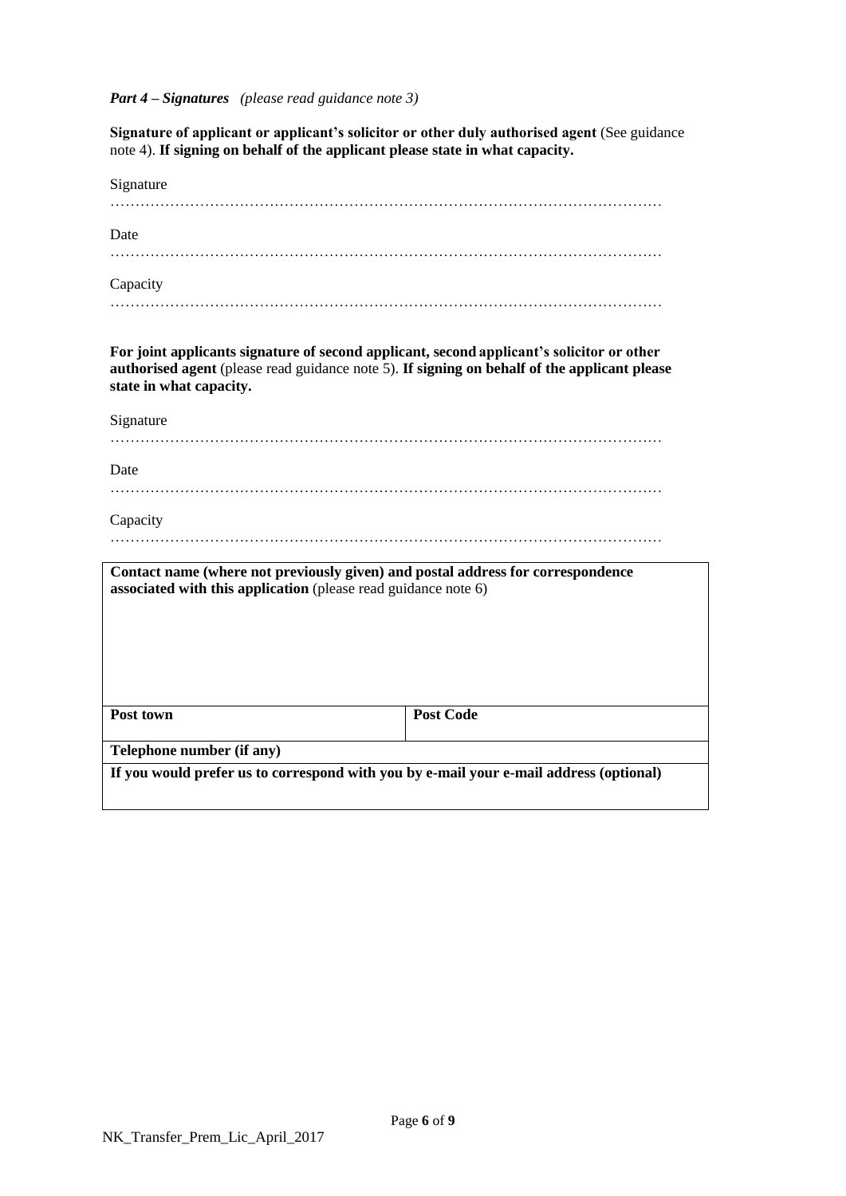***Part 4 – Signatures*** *(please read guidance note 3)*

**Signature of applicant or applicant's solicitor or other duly authorised agent** (See guidance note 4). **If signing on behalf of the applicant please state in what capacity.**

Signature

…………………………………………………………………………………………………

Date

…………………………………………………………………………………………………

Capacity

…………………………………………………………………………………………………

**For joint applicants signature of second applicant, second applicant's solicitor or other authorised agent** (please read guidance note 5). **If signing on behalf of the applicant please state in what capacity.**

Signature

…………………………………………………………………………………………………

Date

…………………………………………………………………………………………………

Capacity

…………………………………………………………………………………………………

| **Contact name (where not previously given) and postal address for correspondence associated with this application** (please read guidance note 6) | |
|---|---|
| **Post town** | **Post Code** |
| **Telephone number (if any)** | |
| **If you would prefer us to correspond with you by e-mail your e-mail address (optional)** | |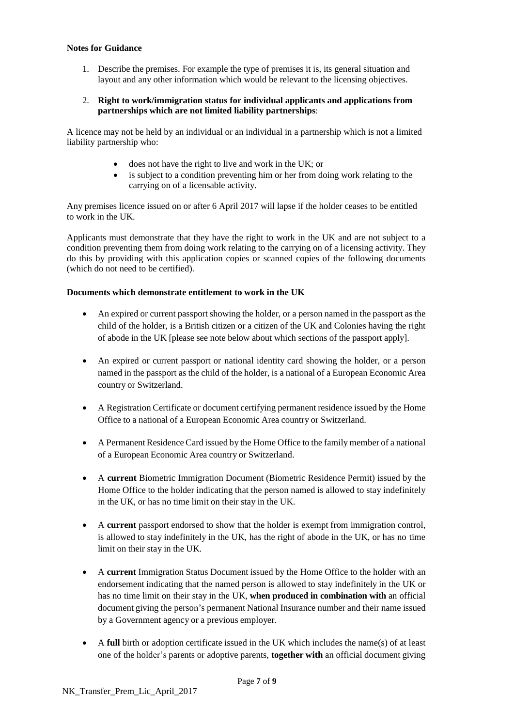**Notes for Guidance**

1. Describe the premises. For example the type of premises it is, its general situation and layout and any other information which would be relevant to the licensing objectives.

2. **Right to work/immigration status for individual applicants and applications from partnerships which are not limited liability partnerships**:

A licence may not be held by an individual or an individual in a partnership which is not a limited liability partnership who:

- does not have the right to live and work in the UK; or
- is subject to a condition preventing him or her from doing work relating to the carrying on of a licensable activity.

Any premises licence issued on or after 6 April 2017 will lapse if the holder ceases to be entitled to work in the UK.

Applicants must demonstrate that they have the right to work in the UK and are not subject to a condition preventing them from doing work relating to the carrying on of a licensing activity. They do this by providing with this application copies or scanned copies of the following documents (which do not need to be certified).

**Documents which demonstrate entitlement to work in the UK**

- An expired or current passport showing the holder, or a person named in the passport as the child of the holder, is a British citizen or a citizen of the UK and Colonies having the right of abode in the UK [please see note below about which sections of the passport apply].

- An expired or current passport or national identity card showing the holder, or a person named in the passport as the child of the holder, is a national of a European Economic Area country or Switzerland.

- A Registration Certificate or document certifying permanent residence issued by the Home Office to a national of a European Economic Area country or Switzerland.

- A Permanent Residence Card issued by the Home Office to the family member of a national of a European Economic Area country or Switzerland.

- A **current** Biometric Immigration Document (Biometric Residence Permit) issued by the Home Office to the holder indicating that the person named is allowed to stay indefinitely in the UK, or has no time limit on their stay in the UK.

- A **current** passport endorsed to show that the holder is exempt from immigration control, is allowed to stay indefinitely in the UK, has the right of abode in the UK, or has no time limit on their stay in the UK.

- A **current** Immigration Status Document issued by the Home Office to the holder with an endorsement indicating that the named person is allowed to stay indefinitely in the UK or has no time limit on their stay in the UK, **when produced in combination with** an official document giving the person's permanent National Insurance number and their name issued by a Government agency or a previous employer.

- A **full** birth or adoption certificate issued in the UK which includes the name(s) of at least one of the holder's parents or adoptive parents, **together with** an official document giving

NK_Transfer_Prem_Lic_April_2017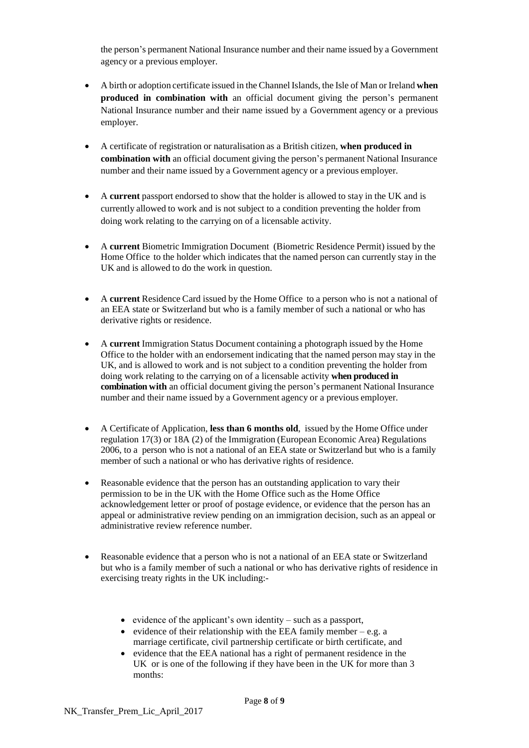the person's permanent National Insurance number and their name issued by a Government agency or a previous employer.

- A birth or adoption certificate issued in the Channel Islands, the Isle of Man or Ireland **when produced in combination with** an official document giving the person's permanent National Insurance number and their name issued by a Government agency or a previous employer.

- A certificate of registration or naturalisation as a British citizen, **when produced in combination with** an official document giving the person's permanent National Insurance number and their name issued by a Government agency or a previous employer.

- A **current** passport endorsed to show that the holder is allowed to stay in the UK and is currently allowed to work and is not subject to a condition preventing the holder from doing work relating to the carrying on of a licensable activity.

- A **current** Biometric Immigration Document (Biometric Residence Permit) issued by the Home Office to the holder which indicates that the named person can currently stay in the UK and is allowed to do the work in question.

- A **current** Residence Card issued by the Home Office to a person who is not a national of an EEA state or Switzerland but who is a family member of such a national or who has derivative rights or residence.

- A **current** Immigration Status Document containing a photograph issued by the Home Office to the holder with an endorsement indicating that the named person may stay in the UK, and is allowed to work and is not subject to a condition preventing the holder from doing work relating to the carrying on of a licensable activity **when produced in combination with** an official document giving the person's permanent National Insurance number and their name issued by a Government agency or a previous employer.

- A Certificate of Application, **less than 6 months old**, issued by the Home Office under regulation 17(3) or 18A (2) of the Immigration (European Economic Area) Regulations 2006, to a person who is not a national of an EEA state or Switzerland but who is a family member of such a national or who has derivative rights of residence.

- Reasonable evidence that the person has an outstanding application to vary their permission to be in the UK with the Home Office such as the Home Office acknowledgement letter or proof of postage evidence, or evidence that the person has an appeal or administrative review pending on an immigration decision, such as an appeal or administrative review reference number.

- Reasonable evidence that a person who is not a national of an EEA state or Switzerland but who is a family member of such a national or who has derivative rights of residence in exercising treaty rights in the UK including:-

  - evidence of the applicant's own identity – such as a passport,
  - evidence of their relationship with the EEA family member – e.g. a marriage certificate, civil partnership certificate or birth certificate, and
  - evidence that the EEA national has a right of permanent residence in the UK or is one of the following if they have been in the UK for more than 3 months: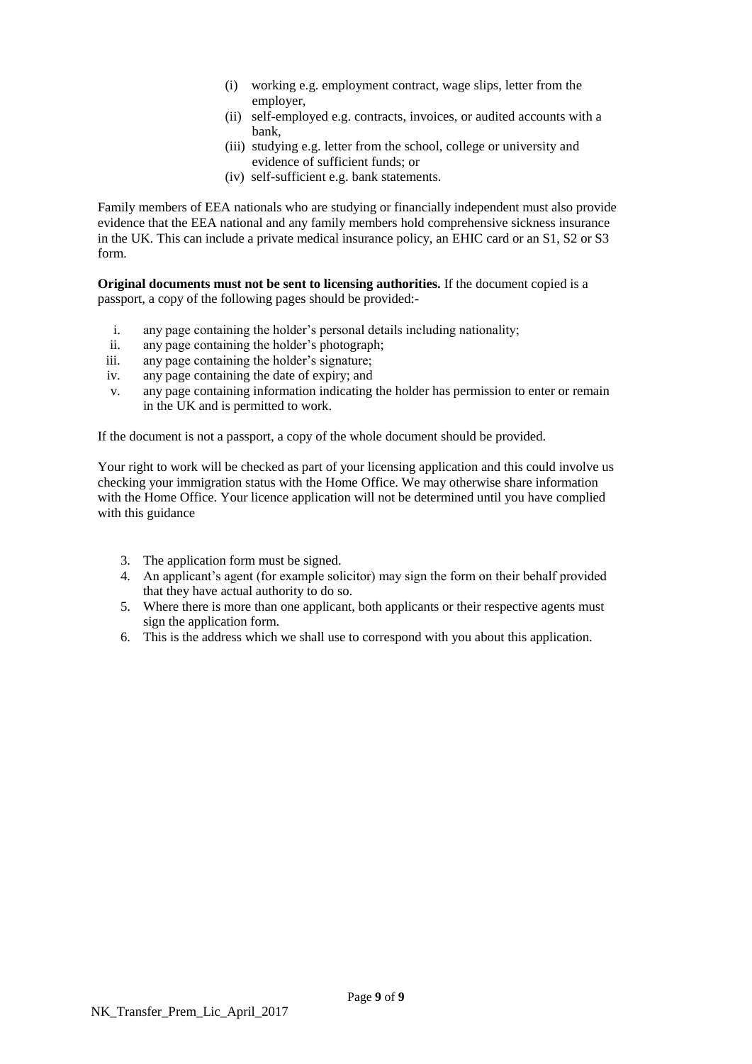(i) working e.g. employment contract, wage slips, letter from the employer,
(ii) self-employed e.g. contracts, invoices, or audited accounts with a bank,
(iii) studying e.g. letter from the school, college or university and evidence of sufficient funds; or
(iv) self-sufficient e.g. bank statements.

Family members of EEA nationals who are studying or financially independent must also provide evidence that the EEA national and any family members hold comprehensive sickness insurance in the UK. This can include a private medical insurance policy, an EHIC card or an S1, S2 or S3 form.

**Original documents must not be sent to licensing authorities.** If the document copied is a passport, a copy of the following pages should be provided:-

i. any page containing the holder's personal details including nationality;
ii. any page containing the holder's photograph;
iii. any page containing the holder's signature;
iv. any page containing the date of expiry; and
v. any page containing information indicating the holder has permission to enter or remain in the UK and is permitted to work.

If the document is not a passport, a copy of the whole document should be provided.

Your right to work will be checked as part of your licensing application and this could involve us checking your immigration status with the Home Office. We may otherwise share information with the Home Office. Your licence application will not be determined until you have complied with this guidance

3. The application form must be signed.
4. An applicant's agent (for example solicitor) may sign the form on their behalf provided that they have actual authority to do so.
5. Where there is more than one applicant, both applicants or their respective agents must sign the application form.
6. This is the address which we shall use to correspond with you about this application.